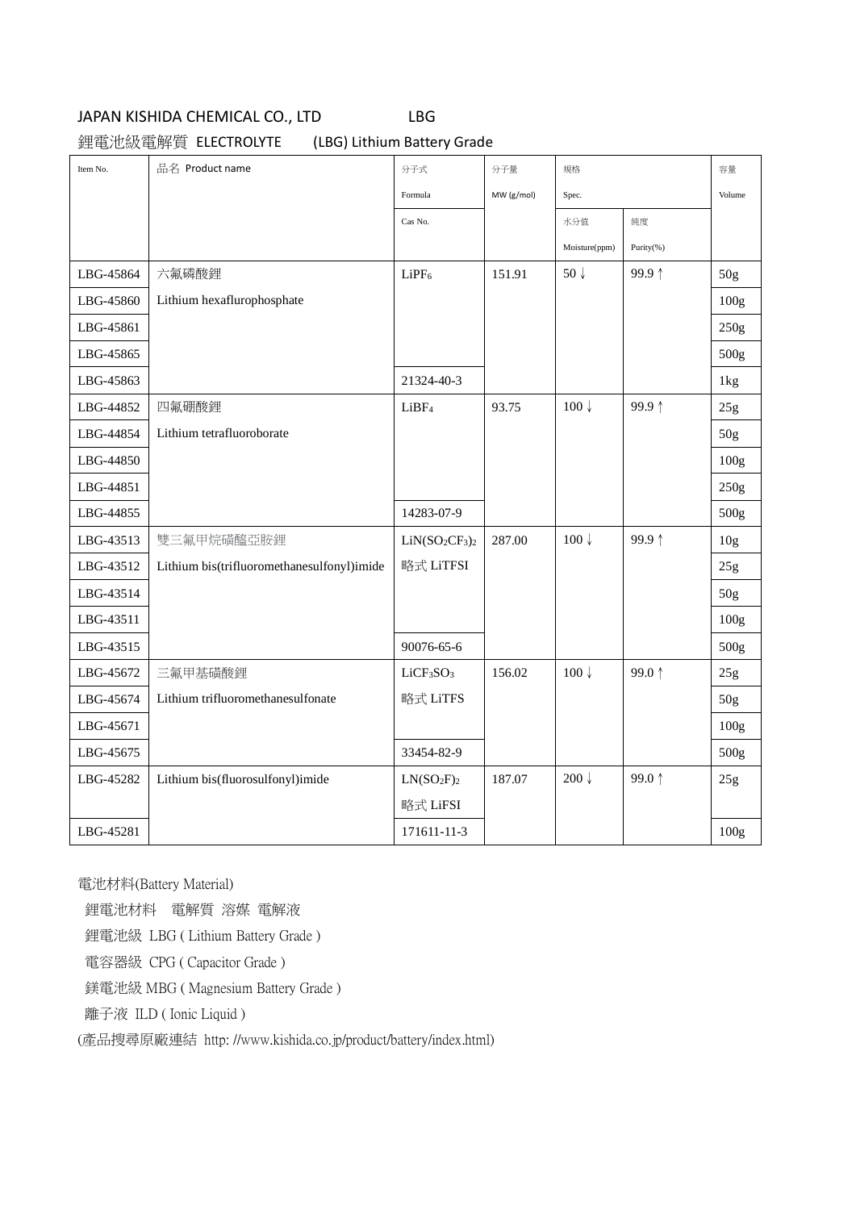JAPAN KISHIDA CHEMICAL CO., LTD LBG

鋰電池級電解質 ELECTROLYTE (LBG) Lithium Battery Grade

| Item No. | 品名 Product name | 分子式 Formula / Cas No. | 分子量 MW (g/mol) | 規格 Spec. 水分值 Moisture(ppm) | 純度 Purity(%) | 容量 Volume |
|---|---|---|---|---|---|---|
| LBG-45864 | 六氟磷酸鋰 | $LiPF_6$ | 151.91 | 50 ↓ | 99.9 ↑ | 50g |
| LBG-45860 | Lithium hexaflurophosphate | | | | | 100g |
| LBG-45861 | | | | | | 250g |
| LBG-45865 | | | | | | 500g |
| LBG-45863 | | 21324-40-3 | | | | 1kg |
| LBG-44852 | 四氟硼酸鋰 | $LiBF_4$ | 93.75 | 100 ↓ | 99.9 ↑ | 25g |
| LBG-44854 | Lithium tetrafluoroborate | | | | | 50g |
| LBG-44850 | | | | | | 100g |
| LBG-44851 | | | | | | 250g |
| LBG-44855 | | 14283-07-9 | | | | 500g |
| LBG-43513 | 雙三氟甲烷磺醯亞胺鋰 | $LiN(SO_2CF_3)_2$ | 287.00 | 100 ↓ | 99.9 ↑ | 10g |
| LBG-43512 | Lithium bis(trifluoromethanesulfonyl)imide | 略式 LiTFSI | | | | 25g |
| LBG-43514 | | | | | | 50g |
| LBG-43511 | | | | | | 100g |
| LBG-43515 | | 90076-65-6 | | | | 500g |
| LBG-45672 | 三氟甲基磺酸鋰 | $LiCF_3SO_3$ | 156.02 | 100 ↓ | 99.0 ↑ | 25g |
| LBG-45674 | Lithium trifluoromethanesulfonate | 略式 LiTFS | | | | 50g |
| LBG-45671 | | | | | | 100g |
| LBG-45675 | | 33454-82-9 | | | | 500g |
| LBG-45282 | Lithium bis(fluorosulfonyl)imide | $LN(SO_2F)_2$ 略式 LiFSI | 187.07 | 200 ↓ | 99.0 ↑ | 25g |
| LBG-45281 | | 171611-11-3 | | | | 100g |

電池材料(Battery Material)

鋰電池材料 電解質 溶媒 電解液

鋰電池級 LBG ( Lithium Battery Grade )

電容器級 CPG ( Capacitor Grade )

鎂電池級 MBG ( Magnesium Battery Grade )

離子液 ILD ( Ionic Liquid )

(產品搜尋原廠連結 http: //www.kishida.co.jp/product/battery/index.html)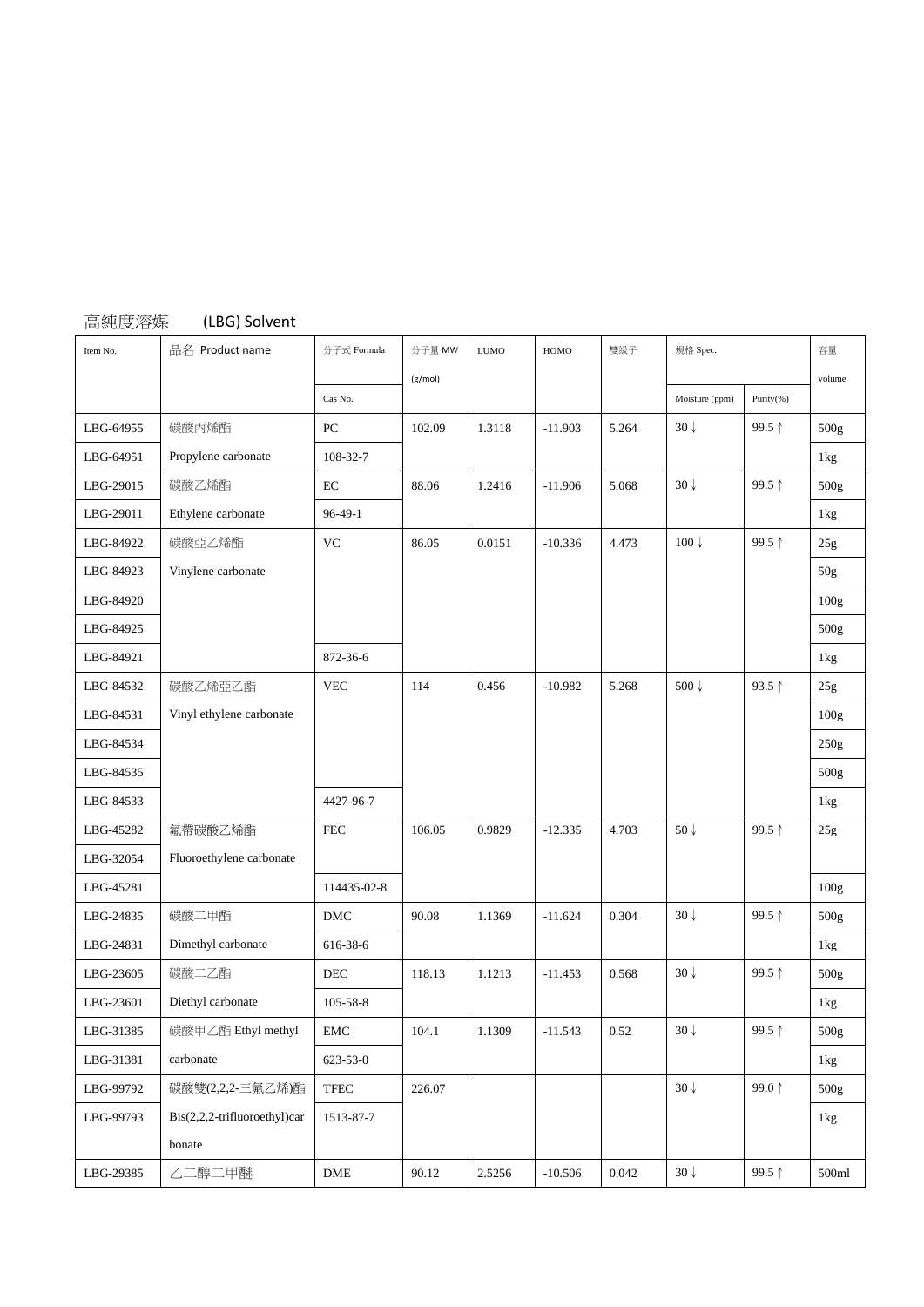高純度溶媒　　(LBG) Solvent

| Item No. | 品名 Product name | 分子式 Formula / Cas No. | 分子量 MW (g/mol) | LUMO | HOMO | 雙級子 | 規格 Spec. | | 容量 volume |
|---|---|---|---|---|---|---|---|---|---|
| | | | | | | | Moisture (ppm) | Purity(%) | |
| LBG-64955 | 碳酸丙烯酯 | PC | 102.09 | 1.3118 | -11.903 | 5.264 | 30↓ | 99.5↑ | 500g |
| LBG-64951 | Propylene carbonate | 108-32-7 | | | | | | | 1kg |
| LBG-29015 | 碳酸乙烯酯 | EC | 88.06 | 1.2416 | -11.906 | 5.068 | 30↓ | 99.5↑ | 500g |
| LBG-29011 | Ethylene carbonate | 96-49-1 | | | | | | | 1kg |
| LBG-84922 | 碳酸亞乙烯酯 | VC | 86.05 | 0.0151 | -10.336 | 4.473 | 100↓ | 99.5↑ | 25g |
| LBG-84923 | Vinylene carbonate | | | | | | | | 50g |
| LBG-84920 | | | | | | | | | 100g |
| LBG-84925 | | | | | | | | | 500g |
| LBG-84921 | | 872-36-6 | | | | | | | 1kg |
| LBG-84532 | 碳酸乙烯亞乙酯 | VEC | 114 | 0.456 | -10.982 | 5.268 | 500↓ | 93.5↑ | 25g |
| LBG-84531 | Vinyl ethylene carbonate | | | | | | | | 100g |
| LBG-84534 | | | | | | | | | 250g |
| LBG-84535 | | | | | | | | | 500g |
| LBG-84533 | | 4427-96-7 | | | | | | | 1kg |
| LBG-45282 | 氟帶碳酸乙烯酯 | FEC | 106.05 | 0.9829 | -12.335 | 4.703 | 50↓ | 99.5↑ | 25g |
| LBG-32054 | Fluoroethylene carbonate | | | | | | | | |
| LBG-45281 | | 114435-02-8 | | | | | | | 100g |
| LBG-24835 | 碳酸二甲酯 | DMC | 90.08 | 1.1369 | -11.624 | 0.304 | 30↓ | 99.5↑ | 500g |
| LBG-24831 | Dimethyl carbonate | 616-38-6 | | | | | | | 1kg |
| LBG-23605 | 碳酸二乙酯 | DEC | 118.13 | 1.1213 | -11.453 | 0.568 | 30↓ | 99.5↑ | 500g |
| LBG-23601 | Diethyl carbonate | 105-58-8 | | | | | | | 1kg |
| LBG-31385 | 碳酸甲乙酯 Ethyl methyl | EMC | 104.1 | 1.1309 | -11.543 | 0.52 | 30↓ | 99.5↑ | 500g |
| LBG-31381 | carbonate | 623-53-0 | | | | | | | 1kg |
| LBG-99792 | 碳酸雙(2,2,2-三氟乙烯)酯 | TFEC | 226.07 | | | | 30↓ | 99.0↑ | 500g |
| LBG-99793 | Bis(2,2,2-trifluoroethyl)carbonate | 1513-87-7 | | | | | | | 1kg |
| LBG-29385 | 乙二醇二甲醚 | DME | 90.12 | 2.5256 | -10.506 | 0.042 | 30↓ | 99.5↑ | 500ml |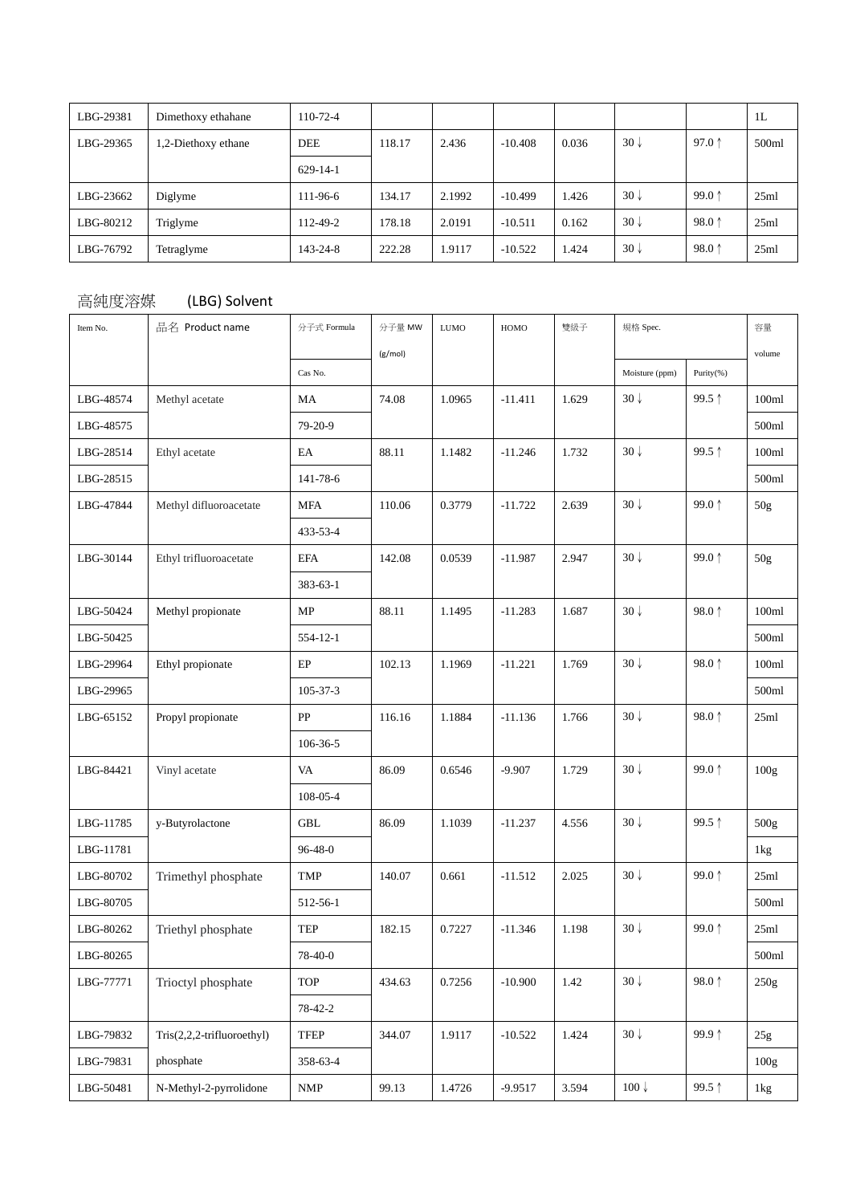| LBG-29381 | Dimethoxy ethahane | 110-72-4 | | | | | | | 1L |
|---|---|---|---|---|---|---|---|---|---|
| LBG-29365 | 1,2-Diethoxy ethane | DEE<br>629-14-1 | 118.17 | 2.436 | -10.408 | 0.036 | 30↓ | 97.0↑ | 500ml |
| LBG-23662 | Diglyme | 111-96-6 | 134.17 | 2.1992 | -10.499 | 1.426 | 30↓ | 99.0↑ | 25ml |
| LBG-80212 | Triglyme | 112-49-2 | 178.18 | 2.0191 | -10.511 | 0.162 | 30↓ | 98.0↑ | 25ml |
| LBG-76792 | Tetraglyme | 143-24-8 | 222.28 | 1.9117 | -10.522 | 1.424 | 30↓ | 98.0↑ | 25ml |

## 高純度溶媒 (LBG) Solvent

| Item No. | 品名 Product name | 分子式 Formula | 分子量 MW (g/mol) | LUMO | HOMO | 雙級子 | 規格 Spec. | | 容量 volume |
|---|---|---|---|---|---|---|---|---|---|
| | | Cas No. | | | | | Moisture (ppm) | Purity(%) | |
| LBG-48574 | Methyl acetate | MA | 74.08 | 1.0965 | -11.411 | 1.629 | 30↓ | 99.5↑ | 100ml |
| LBG-48575 | | 79-20-9 | | | | | | | 500ml |
| LBG-28514 | Ethyl acetate | EA | 88.11 | 1.1482 | -11.246 | 1.732 | 30↓ | 99.5↑ | 100ml |
| LBG-28515 | | 141-78-6 | | | | | | | 500ml |
| LBG-47844 | Methyl difluoroacetate | MFA | 110.06 | 0.3779 | -11.722 | 2.639 | 30↓ | 99.0↑ | 50g |
| | | 433-53-4 | | | | | | | |
| LBG-30144 | Ethyl trifluoroacetate | EFA | 142.08 | 0.0539 | -11.987 | 2.947 | 30↓ | 99.0↑ | 50g |
| | | 383-63-1 | | | | | | | |
| LBG-50424 | Methyl propionate | MP | 88.11 | 1.1495 | -11.283 | 1.687 | 30↓ | 98.0↑ | 100ml |
| LBG-50425 | | 554-12-1 | | | | | | | 500ml |
| LBG-29964 | Ethyl propionate | EP | 102.13 | 1.1969 | -11.221 | 1.769 | 30↓ | 98.0↑ | 100ml |
| LBG-29965 | | 105-37-3 | | | | | | | 500ml |
| LBG-65152 | Propyl propionate | PP | 116.16 | 1.1884 | -11.136 | 1.766 | 30↓ | 98.0↑ | 25ml |
| | | 106-36-5 | | | | | | | |
| LBG-84421 | Vinyl acetate | VA | 86.09 | 0.6546 | -9.907 | 1.729 | 30↓ | 99.0↑ | 100g |
| | | 108-05-4 | | | | | | | |
| LBG-11785 | y-Butyrolactone | GBL | 86.09 | 1.1039 | -11.237 | 4.556 | 30↓ | 99.5↑ | 500g |
| LBG-11781 | | 96-48-0 | | | | | | | 1kg |
| LBG-80702 | Trimethyl phosphate | TMP | 140.07 | 0.661 | -11.512 | 2.025 | 30↓ | 99.0↑ | 25ml |
| LBG-80705 | | 512-56-1 | | | | | | | 500ml |
| LBG-80262 | Triethyl phosphate | TEP | 182.15 | 0.7227 | -11.346 | 1.198 | 30↓ | 99.0↑ | 25ml |
| LBG-80265 | | 78-40-0 | | | | | | | 500ml |
| LBG-77771 | Trioctyl phosphate | TOP | 434.63 | 0.7256 | -10.900 | 1.42 | 30↓ | 98.0↑ | 250g |
| | | 78-42-2 | | | | | | | |
| LBG-79832 | Tris(2,2,2-trifluoroethyl) | TFEP | 344.07 | 1.9117 | -10.522 | 1.424 | 30↓ | 99.9↑ | 25g |
| LBG-79831 | phosphate | 358-63-4 | | | | | | | 100g |
| LBG-50481 | N-Methyl-2-pyrrolidone | NMP | 99.13 | 1.4726 | -9.9517 | 3.594 | 100↓ | 99.5↑ | 1kg |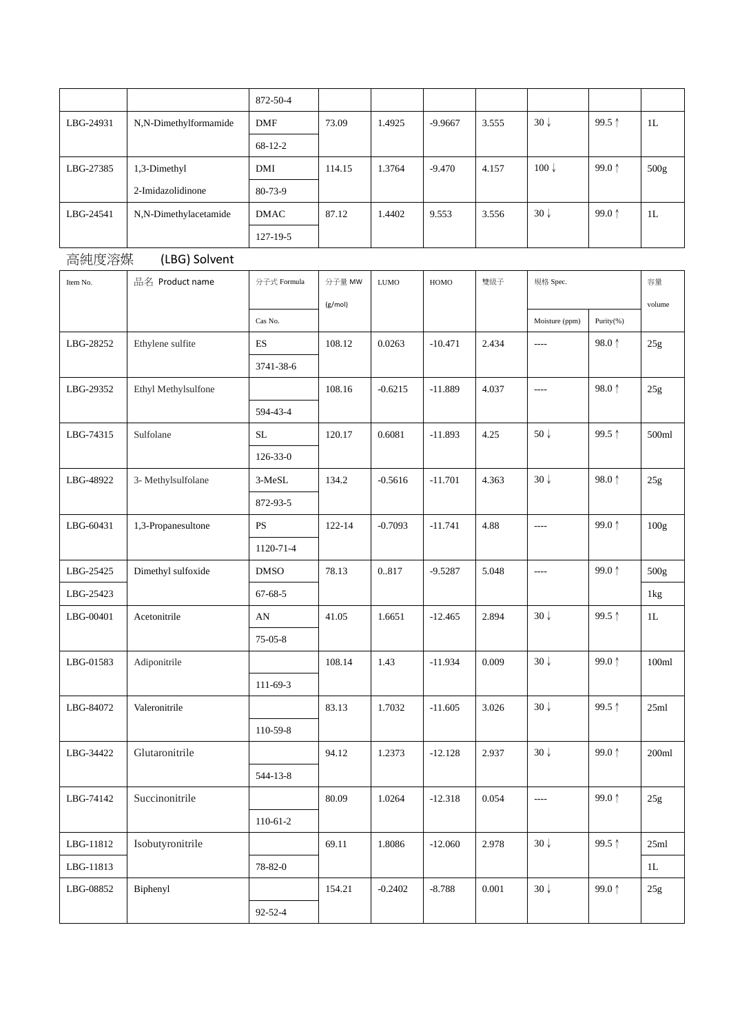| | | 872-50-4 | | | | | | | |
|---|---|---|---|---|---|---|---|---|---|
| LBG-24931 | N,N-Dimethylformamide | DMF | 73.09 | 1.4925 | -9.9667 | 3.555 | 30↓ | 99.5↑ | 1L |
| | | 68-12-2 | | | | | | | |
| LBG-27385 | 1,3-Dimethyl | DMI | 114.15 | 1.3764 | -9.470 | 4.157 | 100↓ | 99.0↑ | 500g |
| | 2-Imidazolidinone | 80-73-9 | | | | | | | |
| LBG-24541 | N,N-Dimethylacetamide | DMAC | 87.12 | 1.4402 | 9.553 | 3.556 | 30↓ | 99.0↑ | 1L |
| | | 127-19-5 | | | | | | | |

高純度溶媒　(LBG) Solvent

| Item No. | 品名 Product name | 分子式 Formula | 分子量 MW (g/mol) | LUMO | HOMO | 雙級子 | 規格 Spec. | | 容量 volume |
|---|---|---|---|---|---|---|---|---|---|
| | | Cas No. | | | | | Moisture (ppm) | Purity(%) | |
| LBG-28252 | Ethylene sulfite | ES | 108.12 | 0.0263 | -10.471 | 2.434 | ---- | 98.0↑ | 25g |
| | | 3741-38-6 | | | | | | | |
| LBG-29352 | Ethyl Methylsulfone | | 108.16 | -0.6215 | -11.889 | 4.037 | ---- | 98.0↑ | 25g |
| | | 594-43-4 | | | | | | | |
| LBG-74315 | Sulfolane | SL | 120.17 | 0.6081 | -11.893 | 4.25 | 50↓ | 99.5↑ | 500ml |
| | | 126-33-0 | | | | | | | |
| LBG-48922 | 3- Methylsulfolane | 3-MeSL | 134.2 | -0.5616 | -11.701 | 4.363 | 30↓ | 98.0↑ | 25g |
| | | 872-93-5 | | | | | | | |
| LBG-60431 | 1,3-Propanesultone | PS | 122-14 | -0.7093 | -11.741 | 4.88 | ---- | 99.0↑ | 100g |
| | | 1120-71-4 | | | | | | | |
| LBG-25425 | Dimethyl sulfoxide | DMSO | 78.13 | 0..817 | -9.5287 | 5.048 | ---- | 99.0↑ | 500g |
| LBG-25423 | | 67-68-5 | | | | | | | 1kg |
| LBG-00401 | Acetonitrile | AN | 41.05 | 1.6651 | -12.465 | 2.894 | 30↓ | 99.5↑ | 1L |
| | | 75-05-8 | | | | | | | |
| LBG-01583 | Adiponitrile | | 108.14 | 1.43 | -11.934 | 0.009 | 30↓ | 99.0↑ | 100ml |
| | | 111-69-3 | | | | | | | |
| LBG-84072 | Valeronitrile | | 83.13 | 1.7032 | -11.605 | 3.026 | 30↓ | 99.5↑ | 25ml |
| | | 110-59-8 | | | | | | | |
| LBG-34422 | Glutaronitrile | | 94.12 | 1.2373 | -12.128 | 2.937 | 30↓ | 99.0↑ | 200ml |
| | | 544-13-8 | | | | | | | |
| LBG-74142 | Succinonitrile | | 80.09 | 1.0264 | -12.318 | 0.054 | ---- | 99.0↑ | 25g |
| | | 110-61-2 | | | | | | | |
| LBG-11812 | Isobutyronitrile | | 69.11 | 1.8086 | -12.060 | 2.978 | 30↓ | 99.5↑ | 25ml |
| LBG-11813 | | 78-82-0 | | | | | | | 1L |
| LBG-08852 | Biphenyl | | 154.21 | -0.2402 | -8.788 | 0.001 | 30↓ | 99.0↑ | 25g |
| | | 92-52-4 | | | | | | | |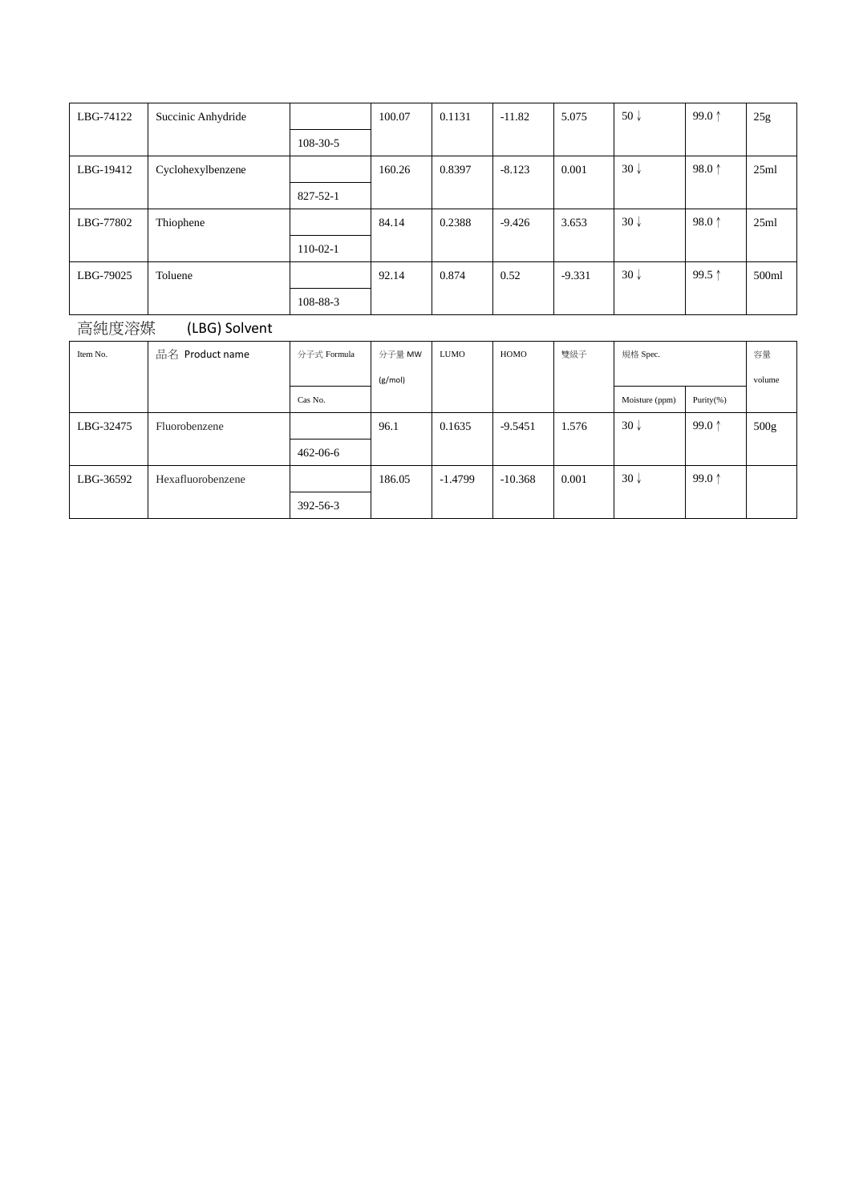| LBG-74122 | Succinic Anhydride | | 100.07 | 0.1131 | -11.82 | 5.075 | 50 ↓ | 99.0 ↑ | 25g |
|---|---|---|---|---|---|---|---|---|---|
| | | 108-30-5 | | | | | | | |
| LBG-19412 | Cyclohexylbenzene | | 160.26 | 0.8397 | -8.123 | 0.001 | 30 ↓ | 98.0 ↑ | 25ml |
| | | 827-52-1 | | | | | | | |
| LBG-77802 | Thiophene | | 84.14 | 0.2388 | -9.426 | 3.653 | 30 ↓ | 98.0 ↑ | 25ml |
| | | 110-02-1 | | | | | | | |
| LBG-79025 | Toluene | | 92.14 | 0.874 | 0.52 | -9.331 | 30 ↓ | 99.5 ↑ | 500ml |
| | | 108-88-3 | | | | | | | |

## 高純度溶媒　(LBG) Solvent

| Item No. | 品名 Product name | 分子式 Formula | 分子量 MW (g/mol) | LUMO | HOMO | 雙級子 | 規格 Spec. | | 容量 volume |
|---|---|---|---|---|---|---|---|---|---|
| | | Cas No. | | | | | Moisture (ppm) | Purity(%) | |
| LBG-32475 | Fluorobenzene | | 96.1 | 0.1635 | -9.5451 | 1.576 | 30 ↓ | 99.0 ↑ | 500g |
| | | 462-06-6 | | | | | | | |
| LBG-36592 | Hexafluorobenzene | | 186.05 | -1.4799 | -10.368 | 0.001 | 30 ↓ | 99.0 ↑ | |
| | | 392-56-3 | | | | | | | |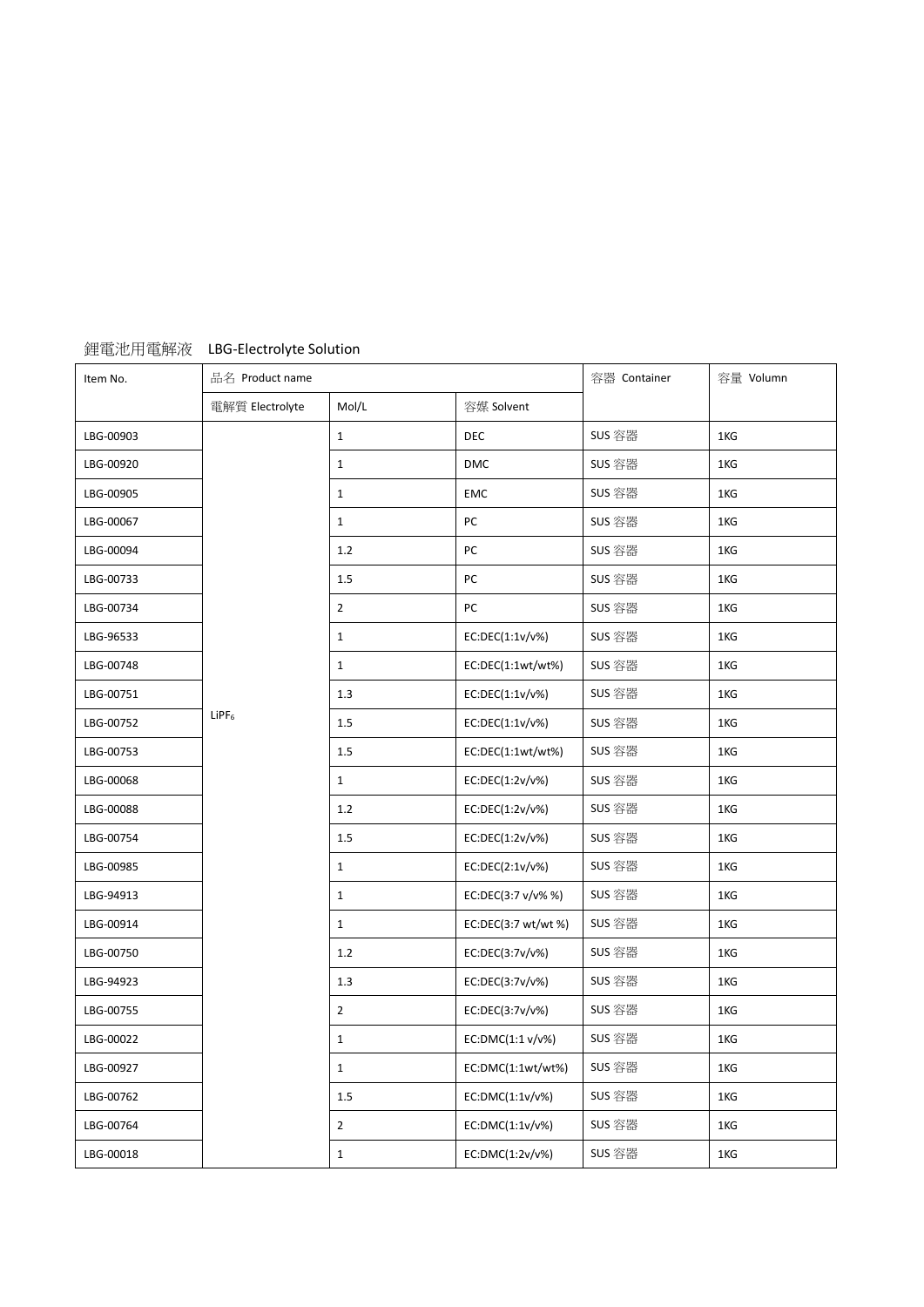鋰電池用電解液　LBG-Electrolyte Solution

| Item No. | 品名 Product name | | | 容器 Container | 容量 Volumn |
|---|---|---|---|---|---|
| | 電解質 Electrolyte | Mol/L | 容媒 Solvent | | |
| LBG-00903 | $LiPF_6$ | 1 | DEC | SUS 容器 | 1KG |
| LBG-00920 | | 1 | DMC | SUS 容器 | 1KG |
| LBG-00905 | | 1 | EMC | SUS 容器 | 1KG |
| LBG-00067 | | 1 | PC | SUS 容器 | 1KG |
| LBG-00094 | | 1.2 | PC | SUS 容器 | 1KG |
| LBG-00733 | | 1.5 | PC | SUS 容器 | 1KG |
| LBG-00734 | | 2 | PC | SUS 容器 | 1KG |
| LBG-96533 | | 1 | EC:DEC(1:1v/v%) | SUS 容器 | 1KG |
| LBG-00748 | | 1 | EC:DEC(1:1wt/wt%) | SUS 容器 | 1KG |
| LBG-00751 | | 1.3 | EC:DEC(1:1v/v%) | SUS 容器 | 1KG |
| LBG-00752 | | 1.5 | EC:DEC(1:1v/v%) | SUS 容器 | 1KG |
| LBG-00753 | | 1.5 | EC:DEC(1:1wt/wt%) | SUS 容器 | 1KG |
| LBG-00068 | | 1 | EC:DEC(1:2v/v%) | SUS 容器 | 1KG |
| LBG-00088 | | 1.2 | EC:DEC(1:2v/v%) | SUS 容器 | 1KG |
| LBG-00754 | | 1.5 | EC:DEC(1:2v/v%) | SUS 容器 | 1KG |
| LBG-00985 | | 1 | EC:DEC(2:1v/v%) | SUS 容器 | 1KG |
| LBG-94913 | | 1 | EC:DEC(3:7 v/v% %) | SUS 容器 | 1KG |
| LBG-00914 | | 1 | EC:DEC(3:7 wt/wt %) | SUS 容器 | 1KG |
| LBG-00750 | | 1.2 | EC:DEC(3:7v/v%) | SUS 容器 | 1KG |
| LBG-94923 | | 1.3 | EC:DEC(3:7v/v%) | SUS 容器 | 1KG |
| LBG-00755 | | 2 | EC:DEC(3:7v/v%) | SUS 容器 | 1KG |
| LBG-00022 | | 1 | EC:DMC(1:1 v/v%) | SUS 容器 | 1KG |
| LBG-00927 | | 1 | EC:DMC(1:1wt/wt%) | SUS 容器 | 1KG |
| LBG-00762 | | 1.5 | EC:DMC(1:1v/v%) | SUS 容器 | 1KG |
| LBG-00764 | | 2 | EC:DMC(1:1v/v%) | SUS 容器 | 1KG |
| LBG-00018 | | 1 | EC:DMC(1:2v/v%) | SUS 容器 | 1KG |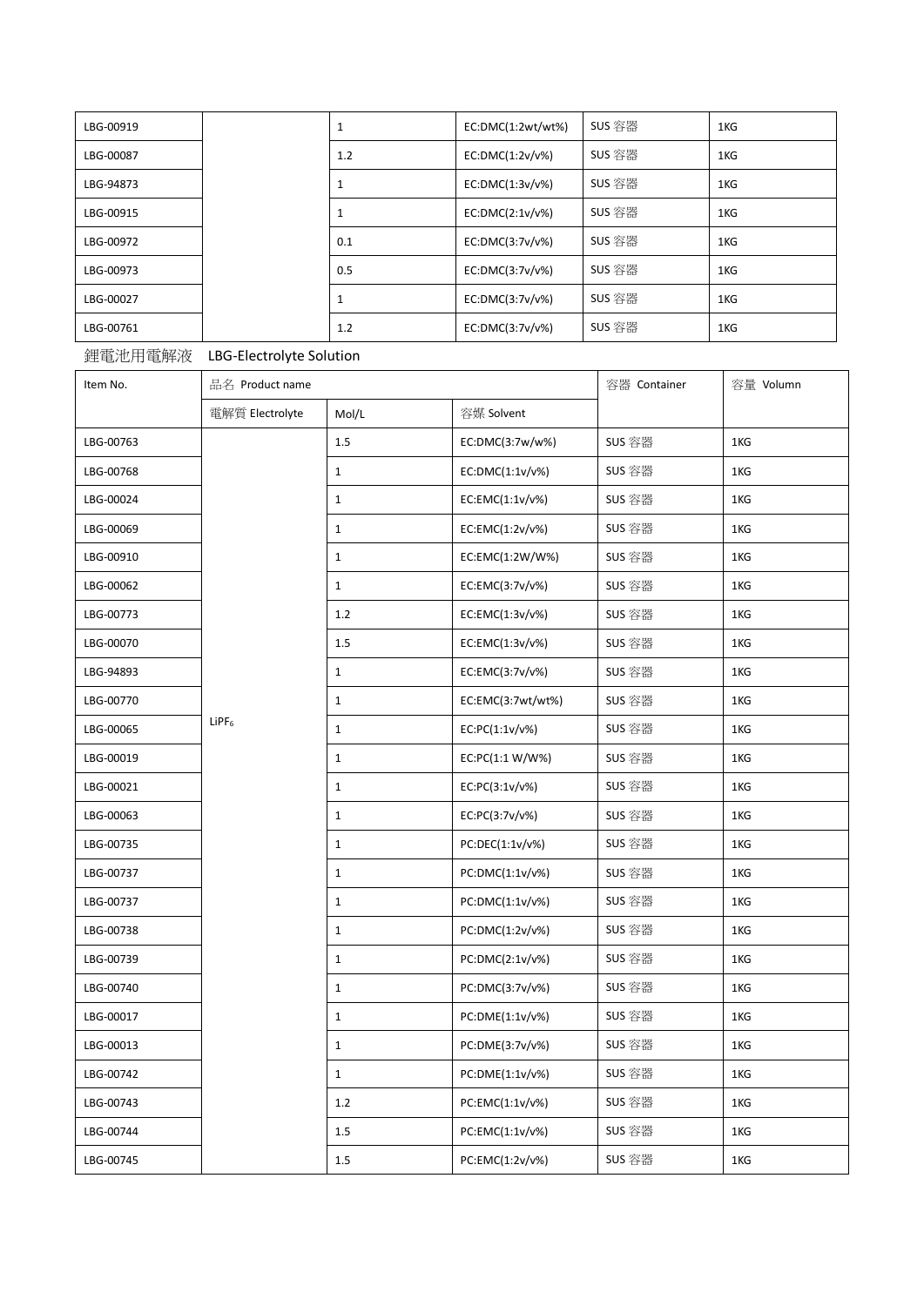| LBG-00919 | | 1 | EC:DMC(1:2wt/wt%) | SUS 容器 | 1KG |
|---|---|---|---|---|---|
| LBG-00087 | | 1.2 | EC:DMC(1:2v/v%) | SUS 容器 | 1KG |
| LBG-94873 | | 1 | EC:DMC(1:3v/v%) | SUS 容器 | 1KG |
| LBG-00915 | | 1 | EC:DMC(2:1v/v%) | SUS 容器 | 1KG |
| LBG-00972 | | 0.1 | EC:DMC(3:7v/v%) | SUS 容器 | 1KG |
| LBG-00973 | | 0.5 | EC:DMC(3:7v/v%) | SUS 容器 | 1KG |
| LBG-00027 | | 1 | EC:DMC(3:7v/v%) | SUS 容器 | 1KG |
| LBG-00761 | | 1.2 | EC:DMC(3:7v/v%) | SUS 容器 | 1KG |

鋰電池用電解液　LBG-Electrolyte Solution

| Item No. | 品名 Product name | | | 容器 Container | 容量 Volumn |
|---|---|---|---|---|---|
| | 電解質 Electrolyte | Mol/L | 容媒 Solvent | | |
| LBG-00763 | $LiPF_6$ | 1.5 | EC:DMC(3:7w/w%) | SUS 容器 | 1KG |
| LBG-00768 | | 1 | EC:DMC(1:1v/v%) | SUS 容器 | 1KG |
| LBG-00024 | | 1 | EC:EMC(1:1v/v%) | SUS 容器 | 1KG |
| LBG-00069 | | 1 | EC:EMC(1:2v/v%) | SUS 容器 | 1KG |
| LBG-00910 | | 1 | EC:EMC(1:2W/W%) | SUS 容器 | 1KG |
| LBG-00062 | | 1 | EC:EMC(3:7v/v%) | SUS 容器 | 1KG |
| LBG-00773 | | 1.2 | EC:EMC(1:3v/v%) | SUS 容器 | 1KG |
| LBG-00070 | | 1.5 | EC:EMC(1:3v/v%) | SUS 容器 | 1KG |
| LBG-94893 | | 1 | EC:EMC(3:7v/v%) | SUS 容器 | 1KG |
| LBG-00770 | | 1 | EC:EMC(3:7wt/wt%) | SUS 容器 | 1KG |
| LBG-00065 | | 1 | EC:PC(1:1v/v%) | SUS 容器 | 1KG |
| LBG-00019 | | 1 | EC:PC(1:1 W/W%) | SUS 容器 | 1KG |
| LBG-00021 | | 1 | EC:PC(3:1v/v%) | SUS 容器 | 1KG |
| LBG-00063 | | 1 | EC:PC(3:7v/v%) | SUS 容器 | 1KG |
| LBG-00735 | | 1 | PC:DEC(1:1v/v%) | SUS 容器 | 1KG |
| LBG-00737 | | 1 | PC:DMC(1:1v/v%) | SUS 容器 | 1KG |
| LBG-00737 | | 1 | PC:DMC(1:1v/v%) | SUS 容器 | 1KG |
| LBG-00738 | | 1 | PC:DMC(1:2v/v%) | SUS 容器 | 1KG |
| LBG-00739 | | 1 | PC:DMC(2:1v/v%) | SUS 容器 | 1KG |
| LBG-00740 | | 1 | PC:DMC(3:7v/v%) | SUS 容器 | 1KG |
| LBG-00017 | | 1 | PC:DME(1:1v/v%) | SUS 容器 | 1KG |
| LBG-00013 | | 1 | PC:DME(3:7v/v%) | SUS 容器 | 1KG |
| LBG-00742 | | 1 | PC:DME(1:1v/v%) | SUS 容器 | 1KG |
| LBG-00743 | | 1.2 | PC:EMC(1:1v/v%) | SUS 容器 | 1KG |
| LBG-00744 | | 1.5 | PC:EMC(1:1v/v%) | SUS 容器 | 1KG |
| LBG-00745 | | 1.5 | PC:EMC(1:2v/v%) | SUS 容器 | 1KG |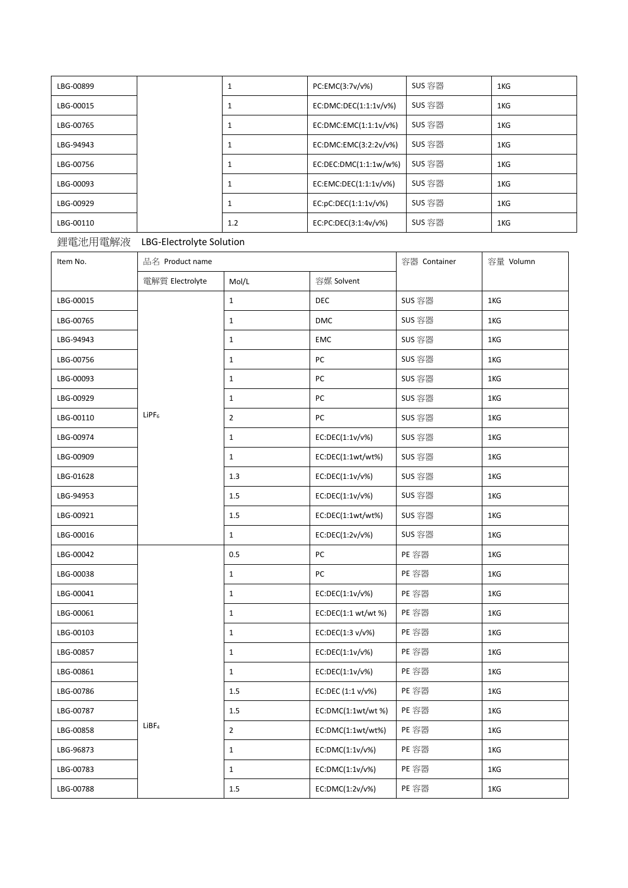| LBG-00899 | | 1 | PC:EMC(3:7v/v%) | SUS 容器 | 1KG |
|---|---|---|---|---|---|
| LBG-00015 | | 1 | EC:DMC:DEC(1:1:1v/v%) | SUS 容器 | 1KG |
| LBG-00765 | | 1 | EC:DMC:EMC(1:1:1v/v%) | SUS 容器 | 1KG |
| LBG-94943 | | 1 | EC:DMC:EMC(3:2:2v/v%) | SUS 容器 | 1KG |
| LBG-00756 | | 1 | EC:DEC:DMC(1:1:1w/w%) | SUS 容器 | 1KG |
| LBG-00093 | | 1 | EC:EMC:DEC(1:1:1v/v%) | SUS 容器 | 1KG |
| LBG-00929 | | 1 | EC:pC:DEC(1:1:1v/v%) | SUS 容器 | 1KG |
| LBG-00110 | | 1.2 | EC:PC:DEC(3:1:4v/v%) | SUS 容器 | 1KG |

鋰電池用電解液　LBG-Electrolyte Solution

| Item No. | 品名 Product name | | | 容器 Container | 容量 Volumn |
|---|---|---|---|---|---|
| | 電解質 Electrolyte | Mol/L | 容媒 Solvent | | |
| LBG-00015 | $LiPF_6$ | 1 | DEC | SUS 容器 | 1KG |
| LBG-00765 | $LiPF_6$ | 1 | DMC | SUS 容器 | 1KG |
| LBG-94943 | $LiPF_6$ | 1 | EMC | SUS 容器 | 1KG |
| LBG-00756 | $LiPF_6$ | 1 | PC | SUS 容器 | 1KG |
| LBG-00093 | $LiPF_6$ | 1 | PC | SUS 容器 | 1KG |
| LBG-00929 | $LiPF_6$ | 1 | PC | SUS 容器 | 1KG |
| LBG-00110 | $LiPF_6$ | 2 | PC | SUS 容器 | 1KG |
| LBG-00974 | $LiPF_6$ | 1 | EC:DEC(1:1v/v%) | SUS 容器 | 1KG |
| LBG-00909 | $LiPF_6$ | 1 | EC:DEC(1:1wt/wt%) | SUS 容器 | 1KG |
| LBG-01628 | $LiPF_6$ | 1.3 | EC:DEC(1:1v/v%) | SUS 容器 | 1KG |
| LBG-94953 | $LiPF_6$ | 1.5 | EC:DEC(1:1v/v%) | SUS 容器 | 1KG |
| LBG-00921 | $LiPF_6$ | 1.5 | EC:DEC(1:1wt/wt%) | SUS 容器 | 1KG |
| LBG-00016 | $LiPF_6$ | 1 | EC:DEC(1:2v/v%) | SUS 容器 | 1KG |
| LBG-00042 | $LiBF_4$ | 0.5 | PC | PE 容器 | 1KG |
| LBG-00038 | $LiBF_4$ | 1 | PC | PE 容器 | 1KG |
| LBG-00041 | $LiBF_4$ | 1 | EC:DEC(1:1v/v%) | PE 容器 | 1KG |
| LBG-00061 | $LiBF_4$ | 1 | EC:DEC(1:1 wt/wt %) | PE 容器 | 1KG |
| LBG-00103 | $LiBF_4$ | 1 | EC:DEC(1:3 v/v%) | PE 容器 | 1KG |
| LBG-00857 | $LiBF_4$ | 1 | EC:DEC(1:1v/v%) | PE 容器 | 1KG |
| LBG-00861 | $LiBF_4$ | 1 | EC:DEC(1:1v/v%) | PE 容器 | 1KG |
| LBG-00786 | $LiBF_4$ | 1.5 | EC:DEC (1:1 v/v%) | PE 容器 | 1KG |
| LBG-00787 | $LiBF_4$ | 1.5 | EC:DMC(1:1wt/wt %) | PE 容器 | 1KG |
| LBG-00858 | $LiBF_4$ | 2 | EC:DMC(1:1wt/wt%) | PE 容器 | 1KG |
| LBG-96873 | $LiBF_4$ | 1 | EC:DMC(1:1v/v%) | PE 容器 | 1KG |
| LBG-00783 | $LiBF_4$ | 1 | EC:DMC(1:1v/v%) | PE 容器 | 1KG |
| LBG-00788 | $LiBF_4$ | 1.5 | EC:DMC(1:2v/v%) | PE 容器 | 1KG |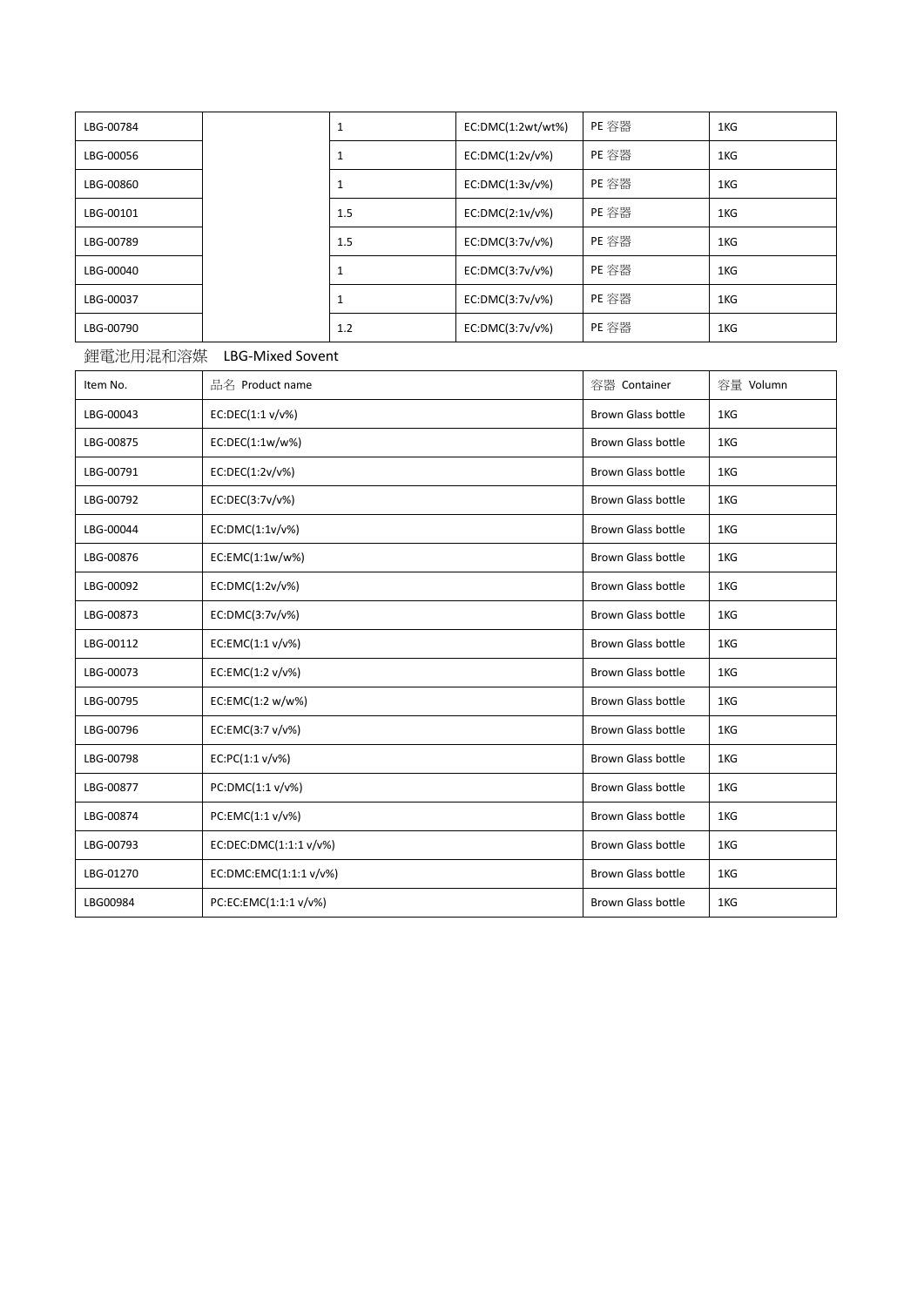| LBG-00784 | | 1 | EC:DMC(1:2wt/wt%) | PE 容器 | 1KG |
|---|---|---|---|---|---|
| LBG-00056 | | 1 | EC:DMC(1:2v/v%) | PE 容器 | 1KG |
| LBG-00860 | | 1 | EC:DMC(1:3v/v%) | PE 容器 | 1KG |
| LBG-00101 | | 1.5 | EC:DMC(2:1v/v%) | PE 容器 | 1KG |
| LBG-00789 | | 1.5 | EC:DMC(3:7v/v%) | PE 容器 | 1KG |
| LBG-00040 | | 1 | EC:DMC(3:7v/v%) | PE 容器 | 1KG |
| LBG-00037 | | 1 | EC:DMC(3:7v/v%) | PE 容器 | 1KG |
| LBG-00790 | | 1.2 | EC:DMC(3:7v/v%) | PE 容器 | 1KG |

鋰電池用混和溶媒 LBG-Mixed Sovent

| Item No. | 品名 Product name | 容器 Container | 容量 Volumn |
|---|---|---|---|
| LBG-00043 | EC:DEC(1:1 v/v%) | Brown Glass bottle | 1KG |
| LBG-00875 | EC:DEC(1:1w/w%) | Brown Glass bottle | 1KG |
| LBG-00791 | EC:DEC(1:2v/v%) | Brown Glass bottle | 1KG |
| LBG-00792 | EC:DEC(3:7v/v%) | Brown Glass bottle | 1KG |
| LBG-00044 | EC:DMC(1:1v/v%) | Brown Glass bottle | 1KG |
| LBG-00876 | EC:EMC(1:1w/w%) | Brown Glass bottle | 1KG |
| LBG-00092 | EC:DMC(1:2v/v%) | Brown Glass bottle | 1KG |
| LBG-00873 | EC:DMC(3:7v/v%) | Brown Glass bottle | 1KG |
| LBG-00112 | EC:EMC(1:1 v/v%) | Brown Glass bottle | 1KG |
| LBG-00073 | EC:EMC(1:2 v/v%) | Brown Glass bottle | 1KG |
| LBG-00795 | EC:EMC(1:2 w/w%) | Brown Glass bottle | 1KG |
| LBG-00796 | EC:EMC(3:7 v/v%) | Brown Glass bottle | 1KG |
| LBG-00798 | EC:PC(1:1 v/v%) | Brown Glass bottle | 1KG |
| LBG-00877 | PC:DMC(1:1 v/v%) | Brown Glass bottle | 1KG |
| LBG-00874 | PC:EMC(1:1 v/v%) | Brown Glass bottle | 1KG |
| LBG-00793 | EC:DEC:DMC(1:1:1 v/v%) | Brown Glass bottle | 1KG |
| LBG-01270 | EC:DMC:EMC(1:1:1 v/v%) | Brown Glass bottle | 1KG |
| LBG00984 | PC:EC:EMC(1:1:1 v/v%) | Brown Glass bottle | 1KG |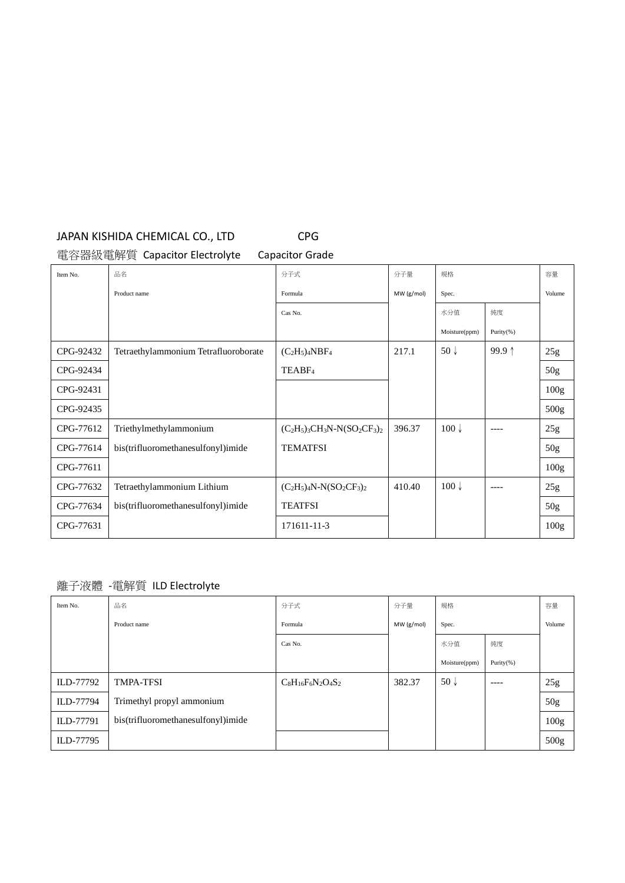JAPAN KISHIDA CHEMICAL CO., LTD　　　　CPG

電容器級電解質 Capacitor Electrolyte　Capacitor Grade

| Item No. | 品名<br>Product name | 分子式<br>Formula<br>Cas No. | 分子量<br>MW (g/mol) | 規格 Spec.<br>水分值<br>Moisture(ppm) | <br>純度<br>Purity(%) | 容量<br>Volume |
|---|---|---|---|---|---|---|
| CPG-92432 | Tetraethylammonium Tetrafluoroborate | $(C_2H_5)_4NBF_4$ | 217.1 | 50↓ | 99.9↑ | 25g |
| CPG-92434 | | $TEABF_4$ | | | | 50g |
| CPG-92431 | | | | | | 100g |
| CPG-92435 | | | | | | 500g |
| CPG-77612 | Triethylmethylammonium | $(C_2H_5)_3CH_3N\text{-}N(SO_2CF_3)_2$ | 396.37 | 100↓ | ---- | 25g |
| CPG-77614 | bis(trifluoromethanesulfonyl)imide | TEMATFSI | | | | 50g |
| CPG-77611 | | | | | | 100g |
| CPG-77632 | Tetraethylammonium Lithium | $(C_2H_5)_4N\text{-}N(SO_2CF_3)_2$ | 410.40 | 100↓ | ---- | 25g |
| CPG-77634 | bis(trifluoromethanesulfonyl)imide | TEATFSI | | | | 50g |
| CPG-77631 | | 171611-11-3 | | | | 100g |

離子液體 -電解質 ILD Electrolyte

| Item No. | 品名<br>Product name | 分子式<br>Formula<br>Cas No. | 分子量<br>MW (g/mol) | 規格 Spec.<br>水分值<br>Moisture(ppm) | <br>純度<br>Purity(%) | 容量<br>Volume |
|---|---|---|---|---|---|---|
| ILD-77792 | TMPA-TFSI | $C_8H_{16}F_6N_2O_4S_2$ | 382.37 | 50↓ | ---- | 25g |
| ILD-77794 | Trimethyl propyl ammonium | | | | | 50g |
| ILD-77791 | bis(trifluoromethanesulfonyl)imide | | | | | 100g |
| ILD-77795 | | | | | | 500g |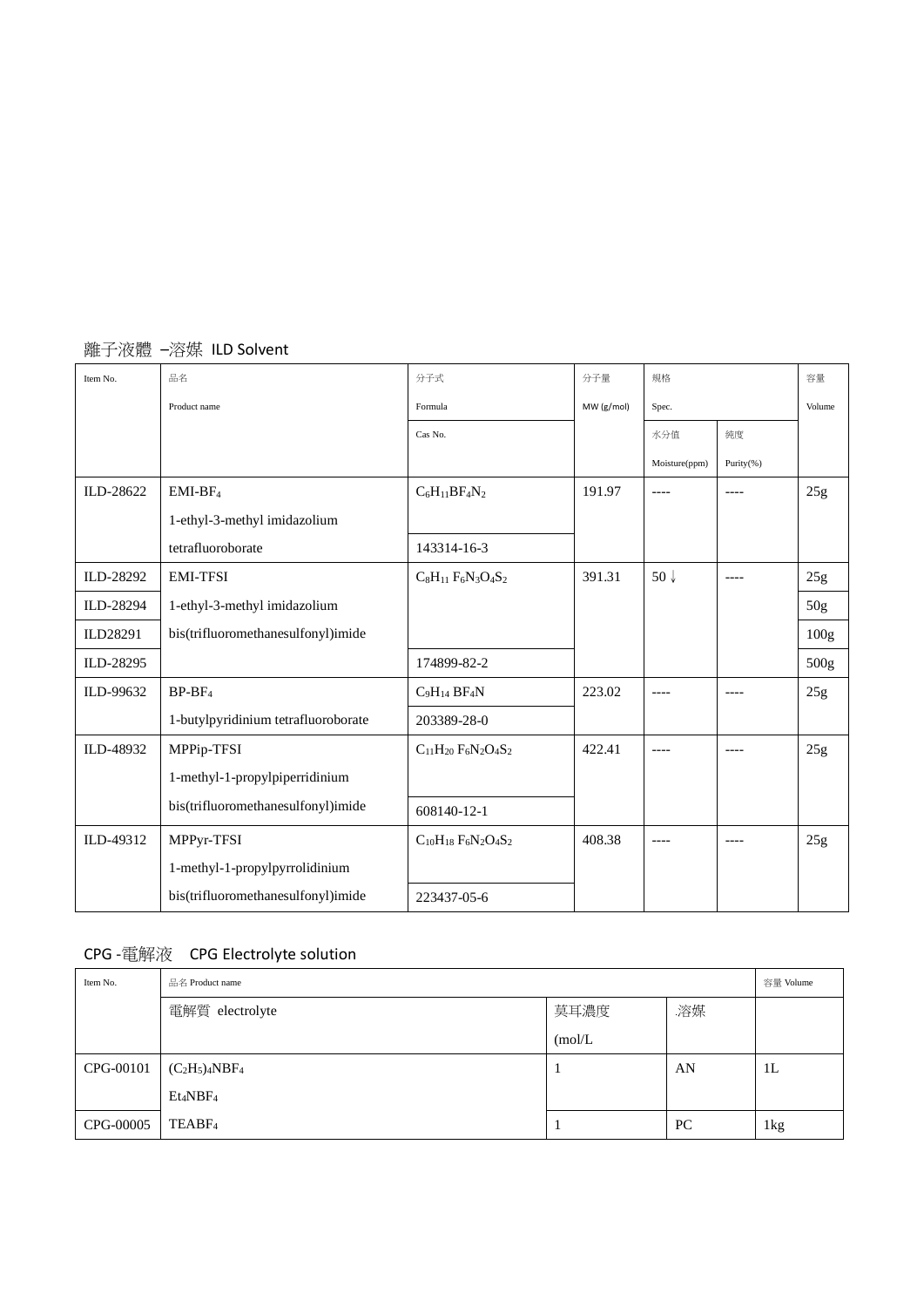## 離子液體 –溶媒 ILD Solvent

| Item No. | 品名<br>Product name | 分子式<br>Formula | 分子量<br>MW (g/mol) | 規格<br>Spec. | | 容量<br>Volume |
|---|---|---|---|---|---|---|
| | | Cas No. | | 水分值<br>Moisture(ppm) | 純度<br>Purity(%) | |
| ILD-28622 | EMI-$BF_4$<br>1-ethyl-3-methyl imidazolium tetrafluoroborate | $C_6H_{11}BF_4N_2$<br>143314-16-3 | 191.97 | ---- | ---- | 25g |
| ILD-28292 | EMI-TFSI<br>1-ethyl-3-methyl imidazolium bis(trifluoromethanesulfonyl)imide | $C_8H_{11}F_6N_3O_4S_2$<br>174899-82-2 | 391.31 | 50↓ | ---- | 25g |
| ILD-28294 | | | | | | 50g |
| ILD28291 | | | | | | 100g |
| ILD-28295 | | | | | | 500g |
| ILD-99632 | BP-$BF_4$<br>1-butylpyridinium tetrafluoroborate | $C_9H_{14}BF_4N$<br>203389-28-0 | 223.02 | ---- | ---- | 25g |
| ILD-48932 | MPPip-TFSI<br>1-methyl-1-propylpiperridinium bis(trifluoromethanesulfonyl)imide | $C_{11}H_{20}F_6N_2O_4S_2$<br>608140-12-1 | 422.41 | ---- | ---- | 25g |
| ILD-49312 | MPPyr-TFSI<br>1-methyl-1-propylpyrrolidinium bis(trifluoromethanesulfonyl)imide | $C_{10}H_{18}F_6N_2O_4S_2$<br>223437-05-6 | 408.38 | ---- | ---- | 25g |

## CPG -電解液 CPG Electrolyte solution

| Item No. | 品名 Product name | | | 容量 Volume |
|---|---|---|---|---|
| | 電解質 electrolyte | 莫耳濃度<br>(mol/L | 溶媒 | |
| CPG-00101 | $(C_2H_5)_4NBF_4$<br>$Et_4NBF_4$ | 1 | AN | 1L |
| CPG-00005 | $TEABF_4$ | 1 | PC | 1kg |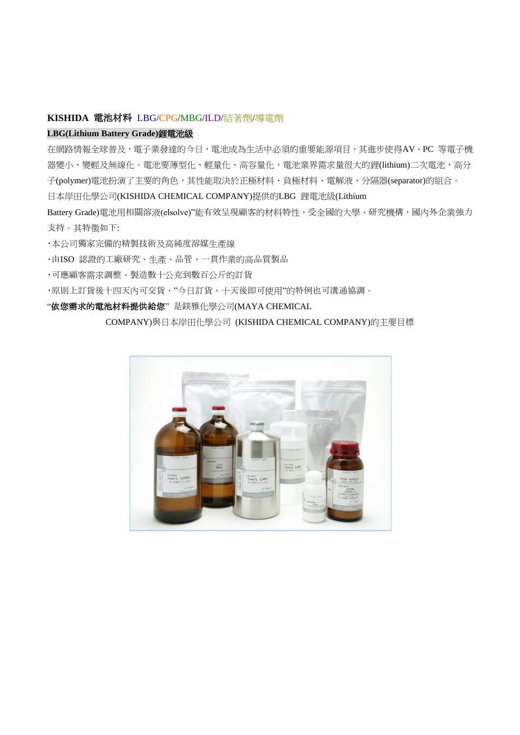**KISHIDA 電池材料** LBG/CPG/MBG/ILD/結著劑/導電劑

**LBG(Lithium Battery Grade)鋰電池級**

在網路情報全球普及，電子業發達的今日，電池成為生活中必須的重要能源項目，其進步使得AV、PC 等電子機器變小、變輕及無線化。電池要薄型化、輕量化、高容量化，電池業界需求量很大的鋰(lithium)二次電池，高分子(polymer)電池扮演了主要的角色，其性能取決於正極材料、負極材料、電解液、分隔器(separator)的組合。

日本岸田化學公司(KISHIDA CHEMICAL COMPANY)提供的LBG 鋰電池級(Lithium Battery Grade)電池用相關溶液(elsolve)"能有效呈現顧客的材料特性，受全國的大學、研究機構，國內外企業強力支持。其特徵如下:

・本公司獨家完備的精製技術及高純度溶媒生產線

・由ISO 認證的工廠研究、生產、品管、一貫作業的高品質製品

・可應顧客需求調整、製造數十公克到數百公斤的訂貨

・原則上訂貨後十四天內可交貨，"今日訂貨，十天後即可使用"的特例也可溝通協調。

"**依您需求的電池材料提供給您**" 是鎂雅化學公司(MAYA CHEMICAL COMPANY)與日本岸田化學公司 (KISHIDA CHEMICAL COMPANY)的主要目標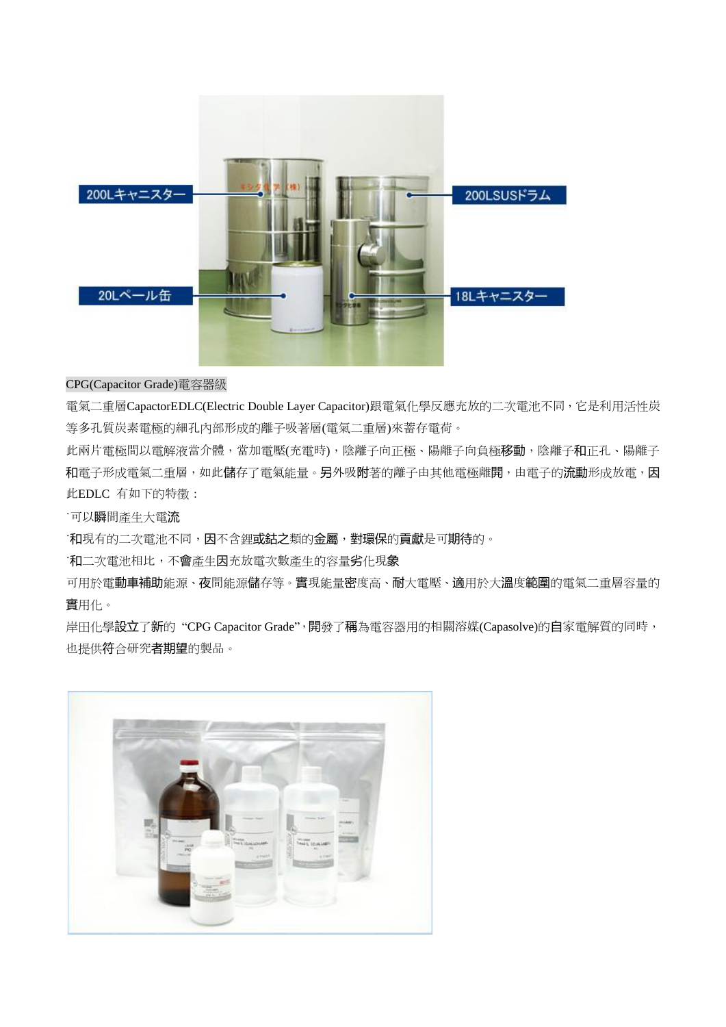CPG(Capacitor Grade)電容器級

電氣二重層CapactorEDLC(Electric Double Layer Capacitor)跟電氣化學反應充放的二次電池不同，它是利用活性炭等多孔質炭素電極的細孔內部形成的離子吸著層(電氣二重層)來蓄存電荷。

此兩片電極間以電解液當介體，當加電壓(充電時)，陰離子向正極、陽離子向負極移動，陰離子和正孔、陽離子和電子形成電氣二重層，如此儲存了電氣能量。另外吸附著的離子由其他電極離開，由電子的流動形成放電，因此EDLC 有如下的特徵：

- 可以瞬間產生大電流
- 和現有的二次電池不同，因不含鋰或鈷之類的金屬，對環保的貢獻是可期待的。
- 和二次電池相比，不會產生因充放電次數產生的容量劣化現象

可用於電動車補助能源、夜間能源儲存等。實現能量密度高、耐大電壓、適用於大溫度範圍的電氣二重層容量的實用化。

岸田化學設立了新的 “CPG Capacitor Grade”，開發了稱為電容器用的相關溶媒(Capasolve)的自家電解質的同時，也提供符合研究者期望的製品。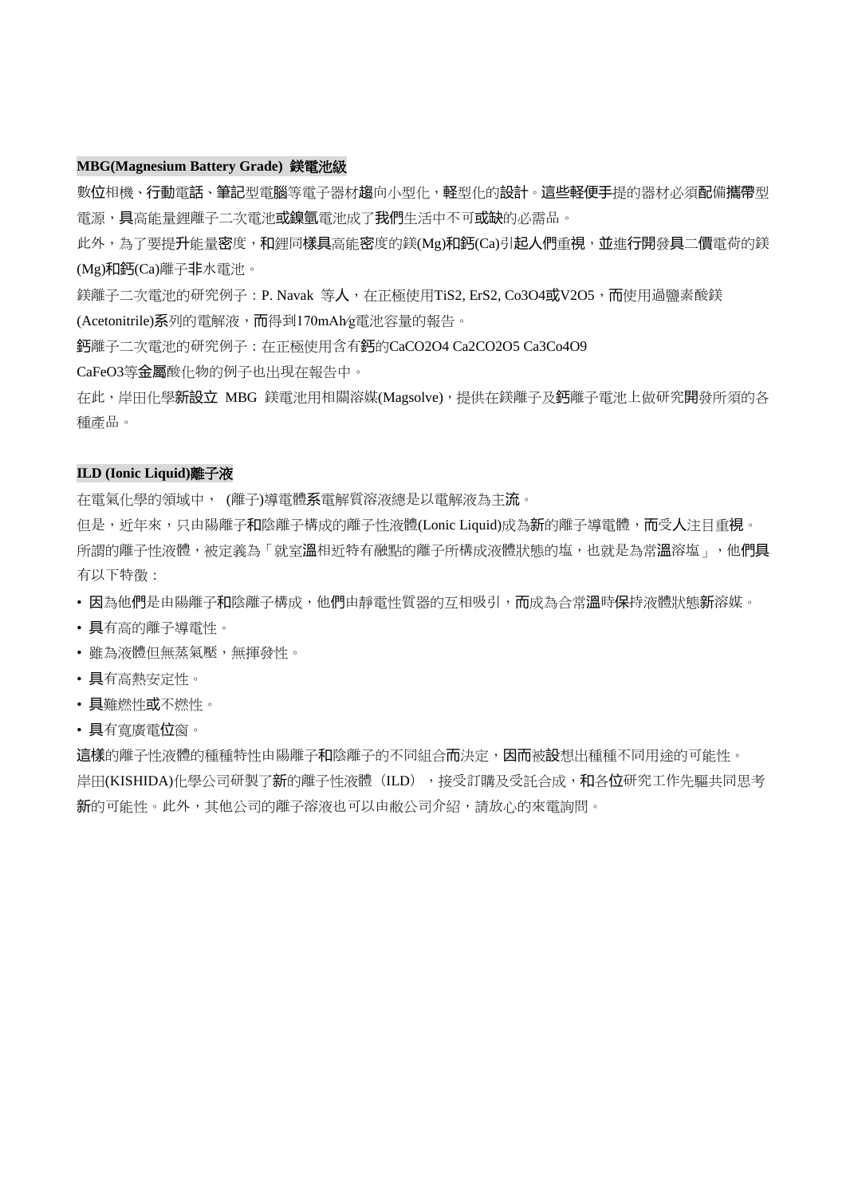**MBG(Magnesium Battery Grade) 鎂電池級**

數位相機、行動電話、筆記型電腦等電子器材趨向小型化，輕型化的設計。這些輕便手提的器材必須配備攜帶型電源，具高能量鋰離子二次電池或鎳氫電池成了我們生活中不可或缺的必需品。

此外，為了要提升能量密度，和鋰同樣具高能密度的鎂(Mg)和鈣(Ca)引起人們重視，並進行開發具二價電荷的鎂(Mg)和鈣(Ca)離子非水電池。

鎂離子二次電池的研究例子：P. Navak 等人，在正極使用TiS2, ErS2, Co3O4或V2O5，而使用過鹽素酸鎂(Acetonitrile)系列的電解液，而得到170mAh/g電池容量的報告。

鈣離子二次電池的研究例子：在正極使用含有鈣的CaCO2O4 Ca2CO2O5 Ca3Co4O9 CaFeO3等金屬酸化物的例子也出現在報告中。

在此，岸田化學新設立 MBG 鎂電池用相關溶媒(Magsolve)，提供在鎂離子及鈣離子電池上做研究開發所須的各種產品。

**ILD (Ionic Liquid)離子液**

在電氣化學的領域中， (離子)導電體系電解質溶液總是以電解液為主流。

但是，近年來，只由陽離子和陰離子構成的離子性液體(Lonic Liquid)成為新的離子導電體，而受人注目重視。所謂的離子性液體，被定義為「就室溫相近特有融點的離子所構成液體狀態的塩，也就是為常溫溶塩」，他們具有以下特徵：

- 因為他們是由陽離子和陰離子構成，他們由靜電性質器的互相吸引，而成為合常溫時保持液體狀態新溶媒。
- 具有高的離子導電性。
- 雖為液體但無蒸氣壓，無揮發性。
- 具有高熱安定性。
- 具難燃性或不燃性。
- 具有寬廣電位窗。

這樣的離子性液體的種種特性由陽離子和陰離子的不同組合而決定，因而被設想出種種不同用途的可能性。

岸田(KISHIDA)化學公司研製了新的離子性液體（ILD），接受訂購及受託合成，和各位研究工作先驅共同思考新的可能性。此外，其他公司的離子溶液也可以由敝公司介紹，請放心的來電詢問。